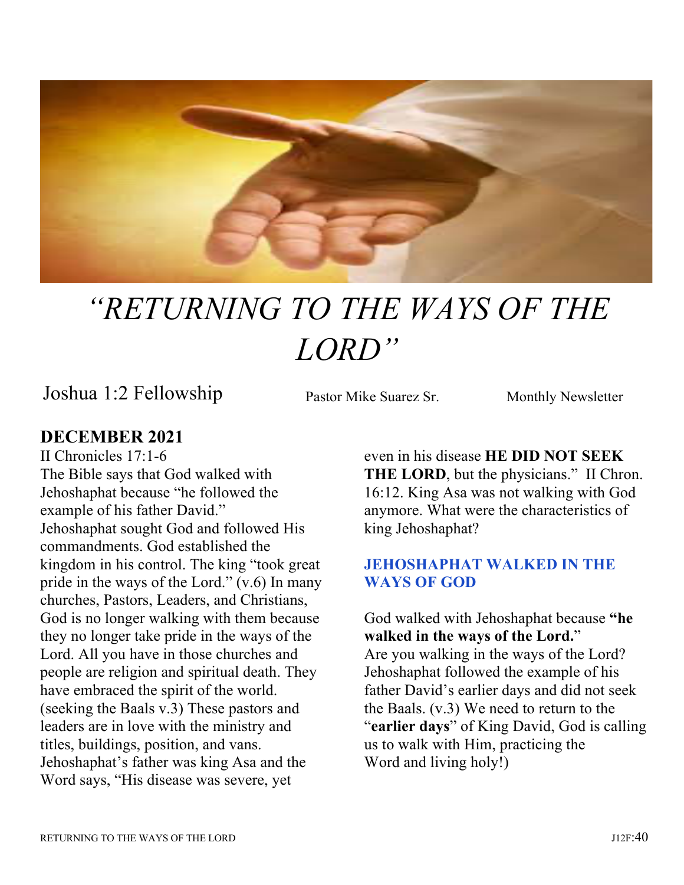# *"RETURNING TO THE WAYS OF THE LORD"*

Joshua 1:2 Fellowship Pastor Mike Suarez Sr. Monthly Newsletter

## DECEMBER 2021

II Chronicles 17:1-6
The Bible says that God walked with Jehoshaphat because "he followed the example of his father David." Jehoshaphat sought God and followed His commandments. God established the kingdom in his control. The king "took great pride in the ways of the Lord." (v.6) In many churches, Pastors, Leaders, and Christians, God is no longer walking with them because they no longer take pride in the ways of the Lord. All you have in those churches and people are religion and spiritual death. They have embraced the spirit of the world. (seeking the Baals v.3) These pastors and leaders are in love with the ministry and titles, buildings, position, and vans. Jehoshaphat's father was king Asa and the Word says, "His disease was severe, yet even in his disease **HE DID NOT SEEK THE LORD**, but the physicians." II Chron. 16:12. King Asa was not walking with God anymore. What were the characteristics of king Jehoshaphat?

### JEHOSHAPHAT WALKED IN THE WAYS OF GOD

God walked with Jehoshaphat because **"he walked in the ways of the Lord.**"
Are you walking in the ways of the Lord? Jehoshaphat followed the example of his father David's earlier days and did not seek the Baals. (v.3) We need to return to the "**earlier days**" of King David, God is calling us to walk with Him, practicing the Word and living holy!)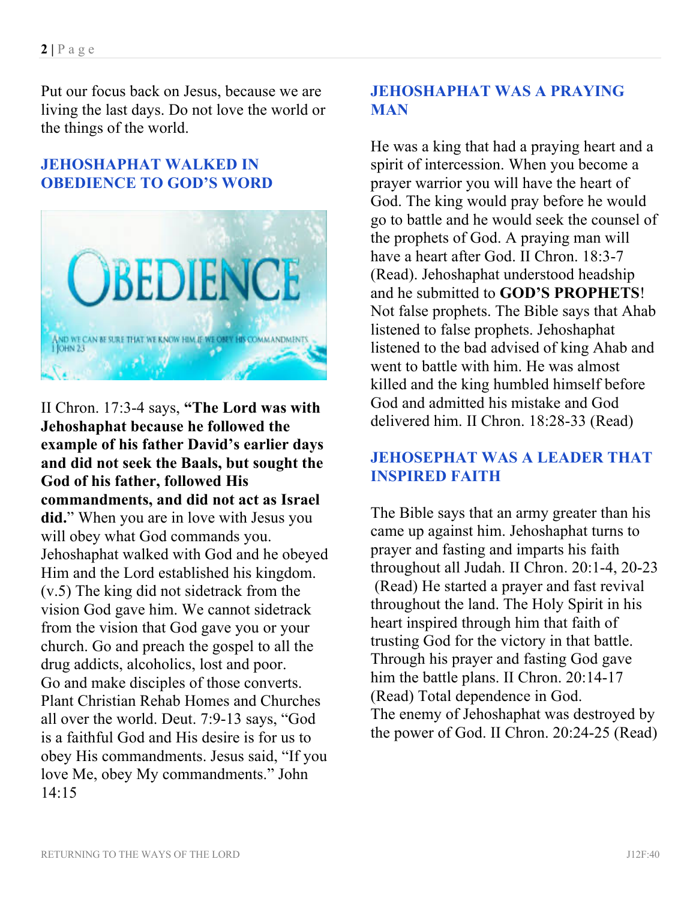Put our focus back on Jesus, because we are living the last days. Do not love the world or the things of the world.

## JEHOSHAPHAT WALKED IN OBEDIENCE TO GOD'S WORD

II Chron. 17:3-4 says, **"The Lord was with Jehoshaphat because he followed the example of his father David's earlier days and did not seek the Baals, but sought the God of his father, followed His commandments, and did not act as Israel did.**" When you are in love with Jesus you will obey what God commands you. Jehoshaphat walked with God and he obeyed Him and the Lord established his kingdom. (v.5) The king did not sidetrack from the vision God gave him. We cannot sidetrack from the vision that God gave you or your church. Go and preach the gospel to all the drug addicts, alcoholics, lost and poor. Go and make disciples of those converts. Plant Christian Rehab Homes and Churches all over the world. Deut. 7:9-13 says, "God is a faithful God and His desire is for us to obey His commandments. Jesus said, "If you love Me, obey My commandments." John 14:15

## JEHOSHAPHAT WAS A PRAYING MAN

He was a king that had a praying heart and a spirit of intercession. When you become a prayer warrior you will have the heart of God. The king would pray before he would go to battle and he would seek the counsel of the prophets of God. A praying man will have a heart after God. II Chron. 18:3-7 (Read). Jehoshaphat understood headship and he submitted to **GOD'S PROPHETS**! Not false prophets. The Bible says that Ahab listened to false prophets. Jehoshaphat listened to the bad advised of king Ahab and went to battle with him. He was almost killed and the king humbled himself before God and admitted his mistake and God delivered him. II Chron. 18:28-33 (Read)

## JEHOSEPHAT WAS A LEADER THAT INSPIRED FAITH

The Bible says that an army greater than his came up against him. Jehoshaphat turns to prayer and fasting and imparts his faith throughout all Judah. II Chron. 20:1-4, 20-23 (Read) He started a prayer and fast revival throughout the land. The Holy Spirit in his heart inspired through him that faith of trusting God for the victory in that battle. Through his prayer and fasting God gave him the battle plans. II Chron. 20:14-17 (Read) Total dependence in God.
The enemy of Jehoshaphat was destroyed by the power of God. II Chron. 20:24-25 (Read)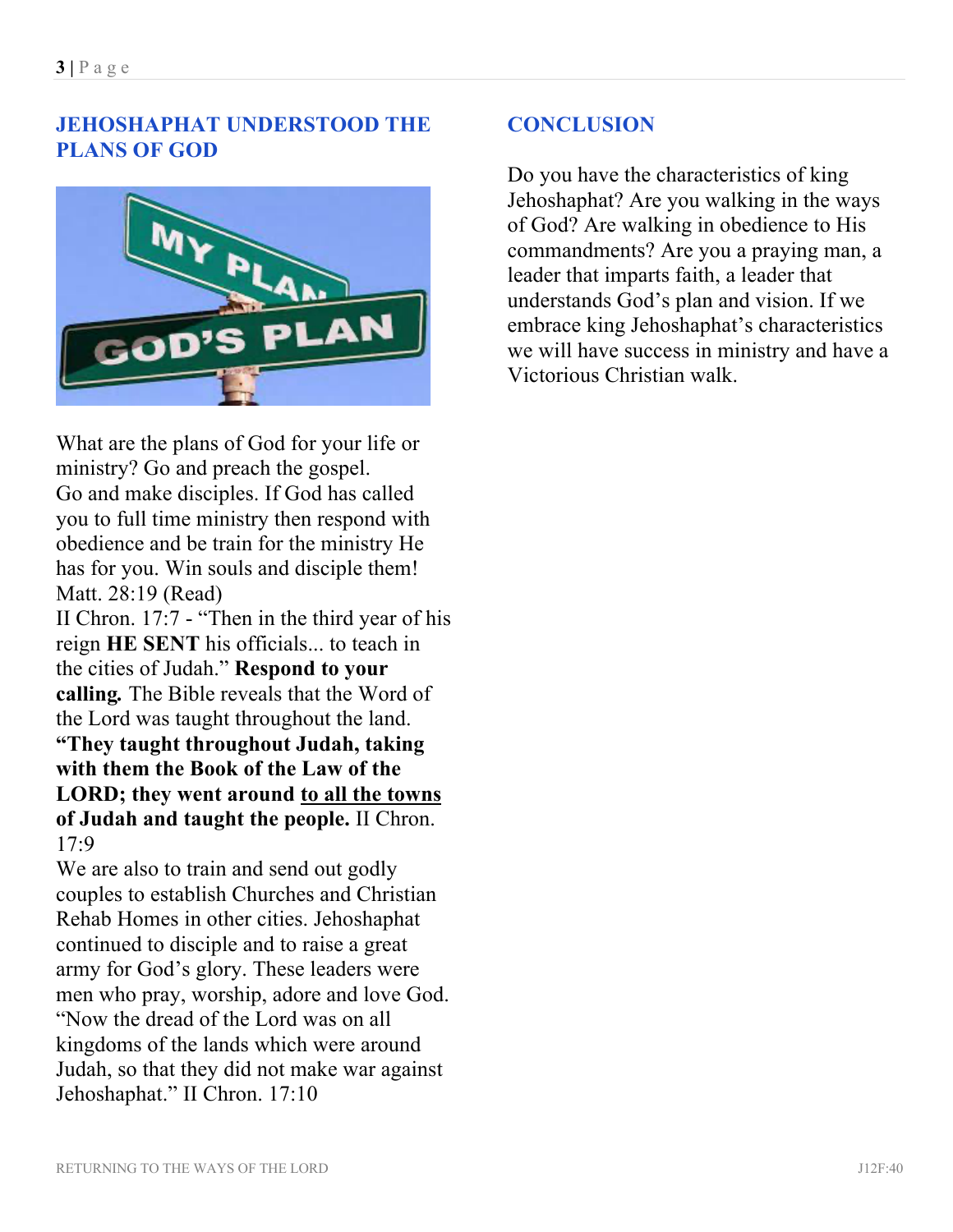## JEHOSHAPHAT UNDERSTOOD THE PLANS OF GOD

What are the plans of God for your life or ministry? Go and preach the gospel. Go and make disciples. If God has called you to full time ministry then respond with obedience and be train for the ministry He has for you. Win souls and disciple them! Matt. 28:19 (Read)

II Chron. 17:7 - "Then in the third year of his reign **HE SENT** his officials... to teach in the cities of Judah." **Respond to your calling.** The Bible reveals that the Word of the Lord was taught throughout the land. **"They taught throughout Judah, taking with them the Book of the Law of the LORD; they went around <u>to all the towns</u> of Judah and taught the people.** II Chron. 17:9

We are also to train and send out godly couples to establish Churches and Christian Rehab Homes in other cities. Jehoshaphat continued to disciple and to raise a great army for God's glory. These leaders were men who pray, worship, adore and love God. "Now the dread of the Lord was on all kingdoms of the lands which were around Judah, so that they did not make war against Jehoshaphat." II Chron. 17:10

## CONCLUSION

Do you have the characteristics of king Jehoshaphat? Are you walking in the ways of God? Are walking in obedience to His commandments? Are you a praying man, a leader that imparts faith, a leader that understands God's plan and vision. If we embrace king Jehoshaphat's characteristics we will have success in ministry and have a Victorious Christian walk.